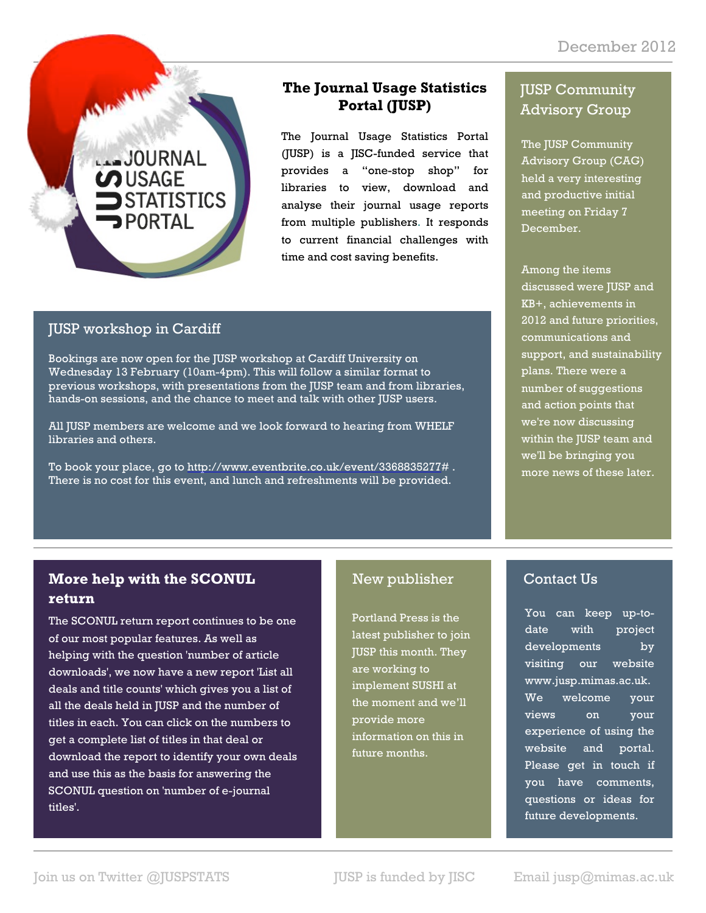December 2012

# The Journal Usage Statistics Portal (JUSP)

The Journal Usage Statistics Portal (JUSP) is a JISC-funded service that provides a "one-stop shop" for libraries to view, download and analyse their journal usage reports from multiple publishers. It responds to current financial challenges with time and cost saving benefits.

## JUSP workshop in Cardiff

Bookings are now open for the JUSP workshop at Cardiff University on Wednesday 13 February (10am-4pm). This will follow a similar format to previous workshops, with presentations from the JUSP team and from libraries, hands-on sessions, and the chance to meet and talk with other JUSP users.

All JUSP members are welcome and we look forward to hearing from WHELF libraries and others.

To book your place, go to http://www.eventbrite.co.uk/event/3368835277# . There is no cost for this event, and lunch and refreshments will be provided.

## JUSP Community Advisory Group

The JUSP Community Advisory Group (CAG) held a very interesting and productive initial meeting on Friday 7 December.

Among the items discussed were JUSP and KB+, achievements in 2012 and future priorities, communications and support, and sustainability plans. There were a number of suggestions and action points that we're now discussing within the JUSP team and we'll be bringing you more news of these later.

## More help with the SCONUL return

The SCONUL return report continues to be one of our most popular features. As well as helping with the question 'number of article downloads', we now have a new report 'List all deals and title counts' which gives you a list of all the deals held in JUSP and the number of titles in each. You can click on the numbers to get a complete list of titles in that deal or download the report to identify your own deals and use this as the basis for answering the SCONUL question on 'number of e-journal titles'.

## New publisher

Portland Press is the latest publisher to join JUSP this month. They are working to implement SUSHI at the moment and we'll provide more information on this in future months.

## Contact Us

You can keep up-to-date with project developments by visiting our website www.jusp.mimas.ac.uk. We welcome your views on your experience of using the website and portal. Please get in touch if you have comments, questions or ideas for future developments.

Join us on Twitter @JUSPSTATS | JUSP is funded by JISC | Email jusp@mimas.ac.uk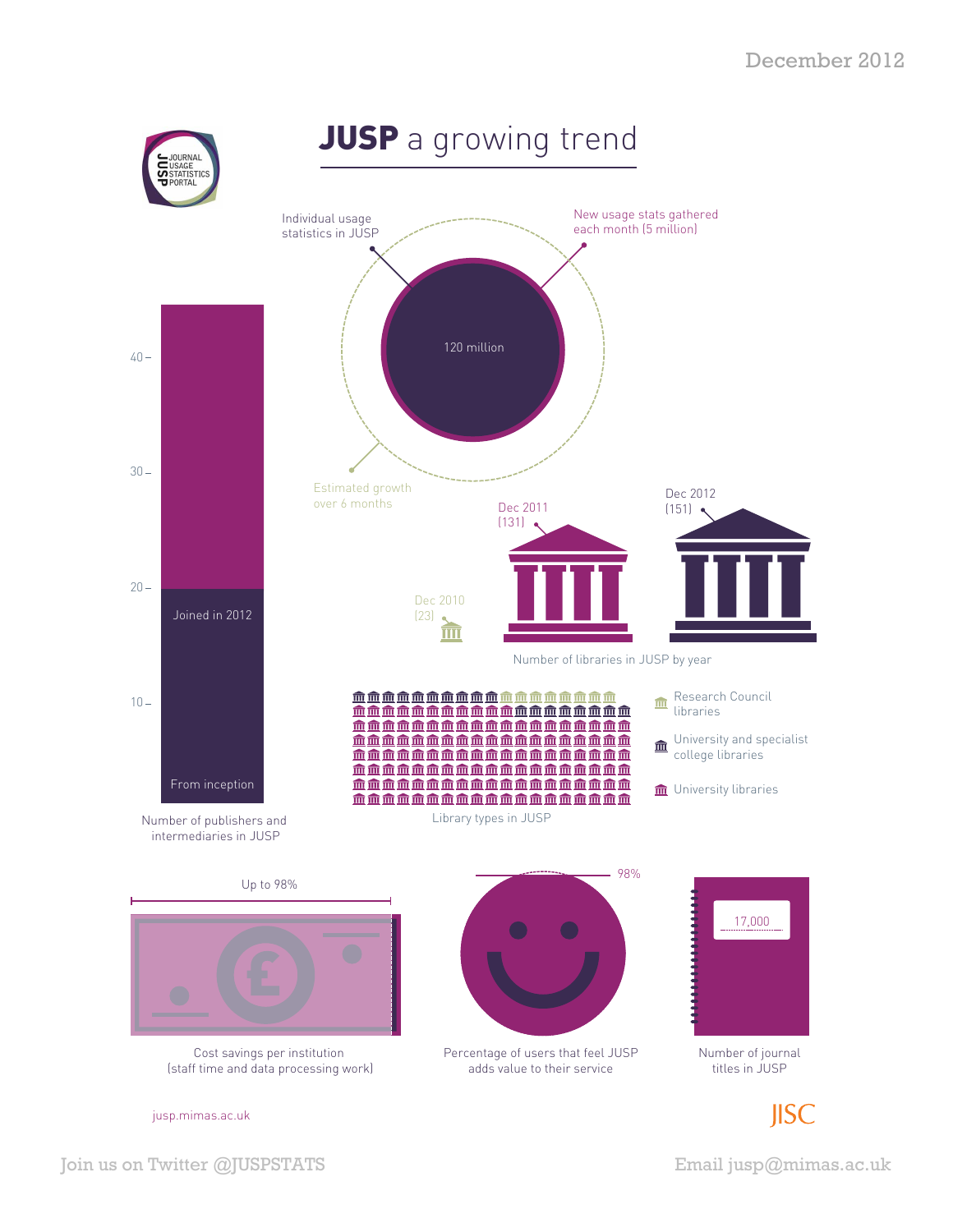December 2012

# JUSP a growing trend

JOURNAL USAGE STATISTICS PORTAL

Individual usage statistics in JUSP

New usage stats gathered each month (5 million)

120 million

Estimated growth over 6 months

40 –
30 –
20 –
10 –

Joined in 2012

From inception

Number of publishers and intermediaries in JUSP

Dec 2010 (23)

Dec 2011 (131)

Dec 2012 (151)

Number of libraries in JUSP by year

Research Council libraries

University and specialist college libraries

University libraries

Library types in JUSP

Up to 98%

Cost savings per institution (staff time and data processing work)

98%

Percentage of users that feel JUSP adds value to their service

17,000

Number of journal titles in JUSP

jusp.mimas.ac.uk

JISC

Join us on Twitter @JUSPSTATS

Email jusp@mimas.ac.uk